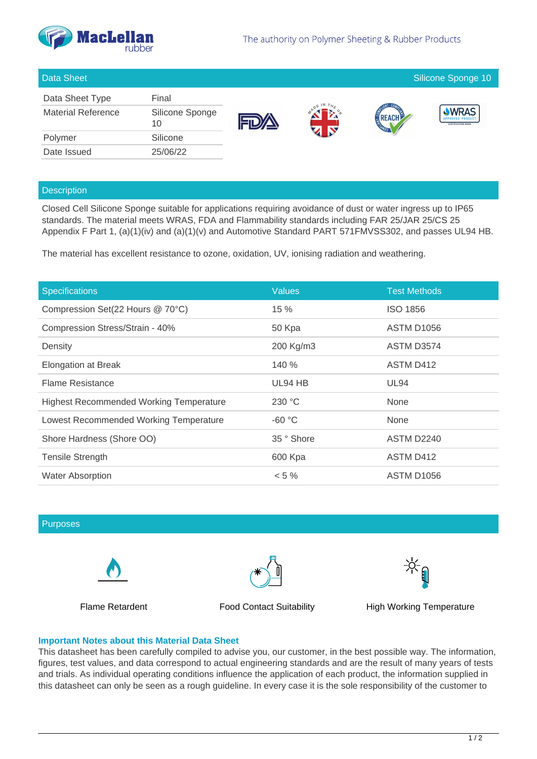# MacLellan rubber

The authority on Polymer Sheeting & Rubber Products

## Data Sheet — Silicone Sponge 10

| | |
|---|---|
| Data Sheet Type | Final |
| Material Reference | Silicone Sponge 10 |
| Polymer | Silicone |
| Date Issued | 25/06/22 |

## Description

Closed Cell Silicone Sponge suitable for applications requiring avoidance of dust or water ingress up to IP65 standards. The material meets WRAS, FDA and Flammability standards including FAR 25/JAR 25/CS 25 Appendix F Part 1, (a)(1)(iv) and (a)(1)(v) and Automotive Standard PART 571FMVSS302, and passes UL94 HB.

The material has excellent resistance to ozone, oxidation, UV, ionising radiation and weathering.

| Specifications | Values | Test Methods |
|---|---|---|
| Compression Set(22 Hours @ 70°C) | 15 % | ISO 1856 |
| Compression Stress/Strain - 40% | 50 Kpa | ASTM D1056 |
| Density | 200 Kg/m3 | ASTM D3574 |
| Elongation at Break | 140 % | ASTM D412 |
| Flame Resistance | UL94 HB | UL94 |
| Highest Recommended Working Temperature | 230 °C | None |
| Lowest Recommended Working Temperature | -60 °C | None |
| Shore Hardness (Shore OO) | 35 ° Shore | ASTM D2240 |
| Tensile Strength | 600 Kpa | ASTM D412 |
| Water Absorption | < 5 % | ASTM D1056 |

## Purposes

Flame Retardent

Food Contact Suitability

High Working Temperature

### Important Notes about this Material Data Sheet

This datasheet has been carefully compiled to advise you, our customer, in the best possible way. The information, figures, test values, and data correspond to actual engineering standards and are the result of many years of tests and trials. As individual operating conditions influence the application of each product, the information supplied in this datasheet can only be seen as a rough guideline. In every case it is the sole responsibility of the customer to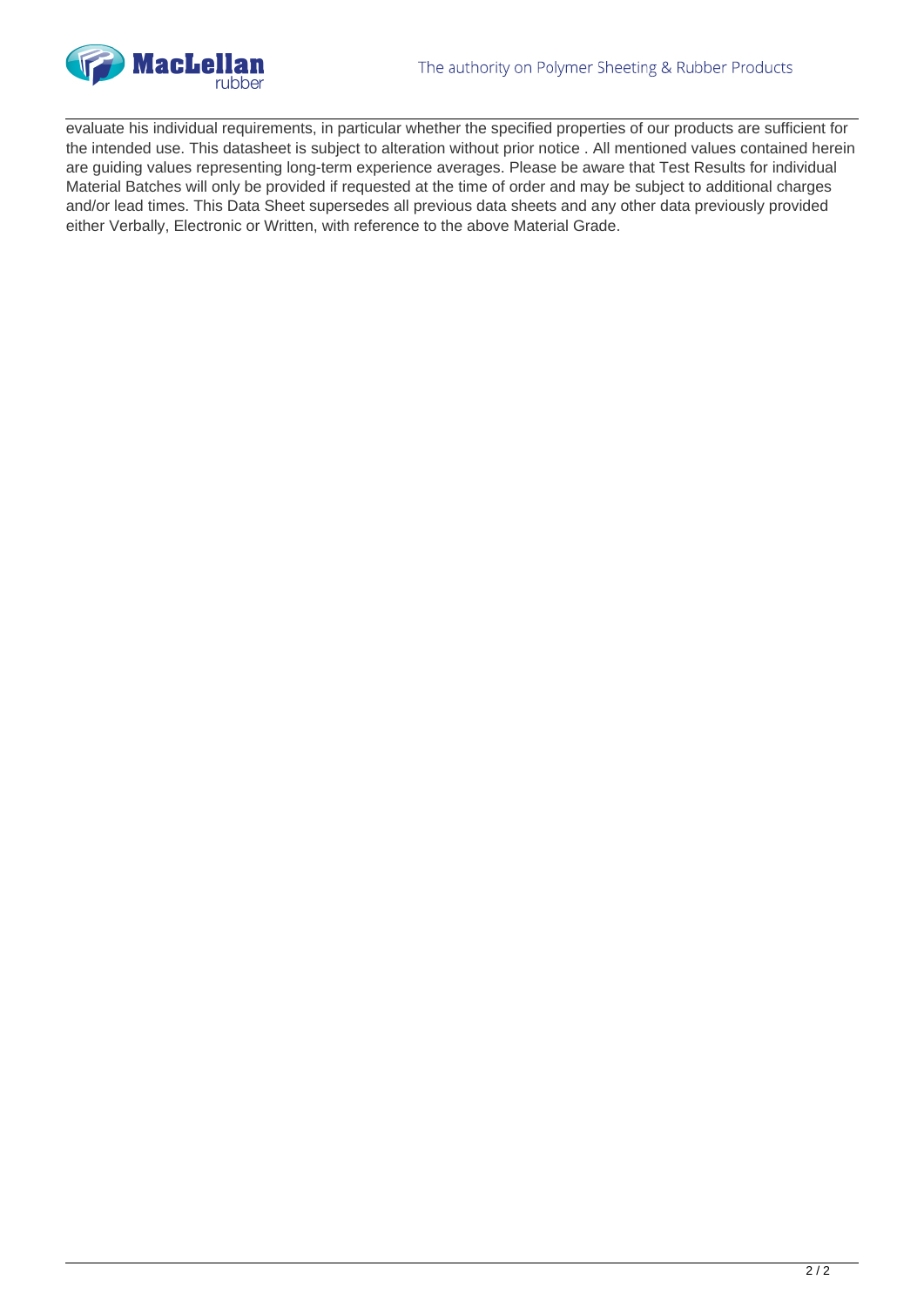evaluate his individual requirements, in particular whether the specified properties of our products are sufficient for the intended use. This datasheet is subject to alteration without prior notice . All mentioned values contained herein are guiding values representing long-term experience averages. Please be aware that Test Results for individual Material Batches will only be provided if requested at the time of order and may be subject to additional charges and/or lead times. This Data Sheet supersedes all previous data sheets and any other data previously provided either Verbally, Electronic or Written, with reference to the above Material Grade.